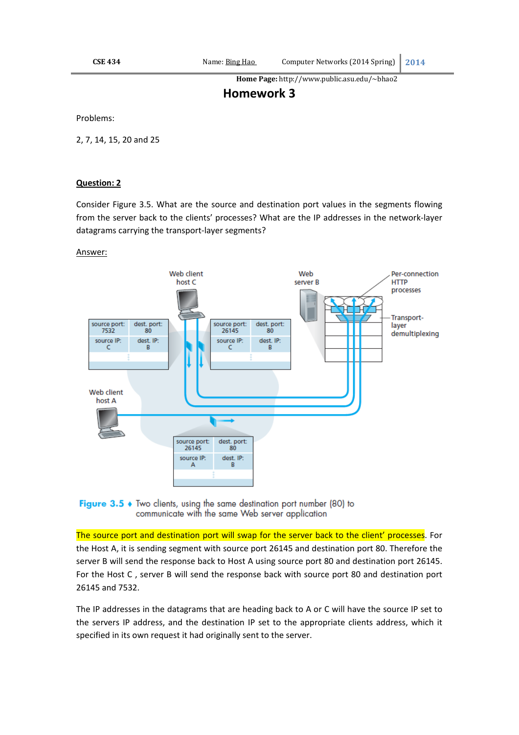**Home Page:** http://www.public.asu.edu/~bhao2

# Homework 3

Problems:

2, 7, 14, 15, 20 and 25

## Question: 2

Consider Figure 3.5. What are the source and destination port values in the segments flowing from the server back to the clients' processes? What are the IP addresses in the network-layer datagrams carrying the transport-layer segments?

Answer:

Figure 3.5 ♦ Two clients, using the same destination port number (80) to communicate with the same Web server application

The source port and destination port will swap for the server back to the client' processes. For the Host A, it is sending segment with source port 26145 and destination port 80. Therefore the server B will send the response back to Host A using source port 80 and destination port 26145. For the Host C , server B will send the response back with source port 80 and destination port 26145 and 7532.

The IP addresses in the datagrams that are heading back to A or C will have the source IP set to the servers IP address, and the destination IP set to the appropriate clients address, which it specified in its own request it had originally sent to the server.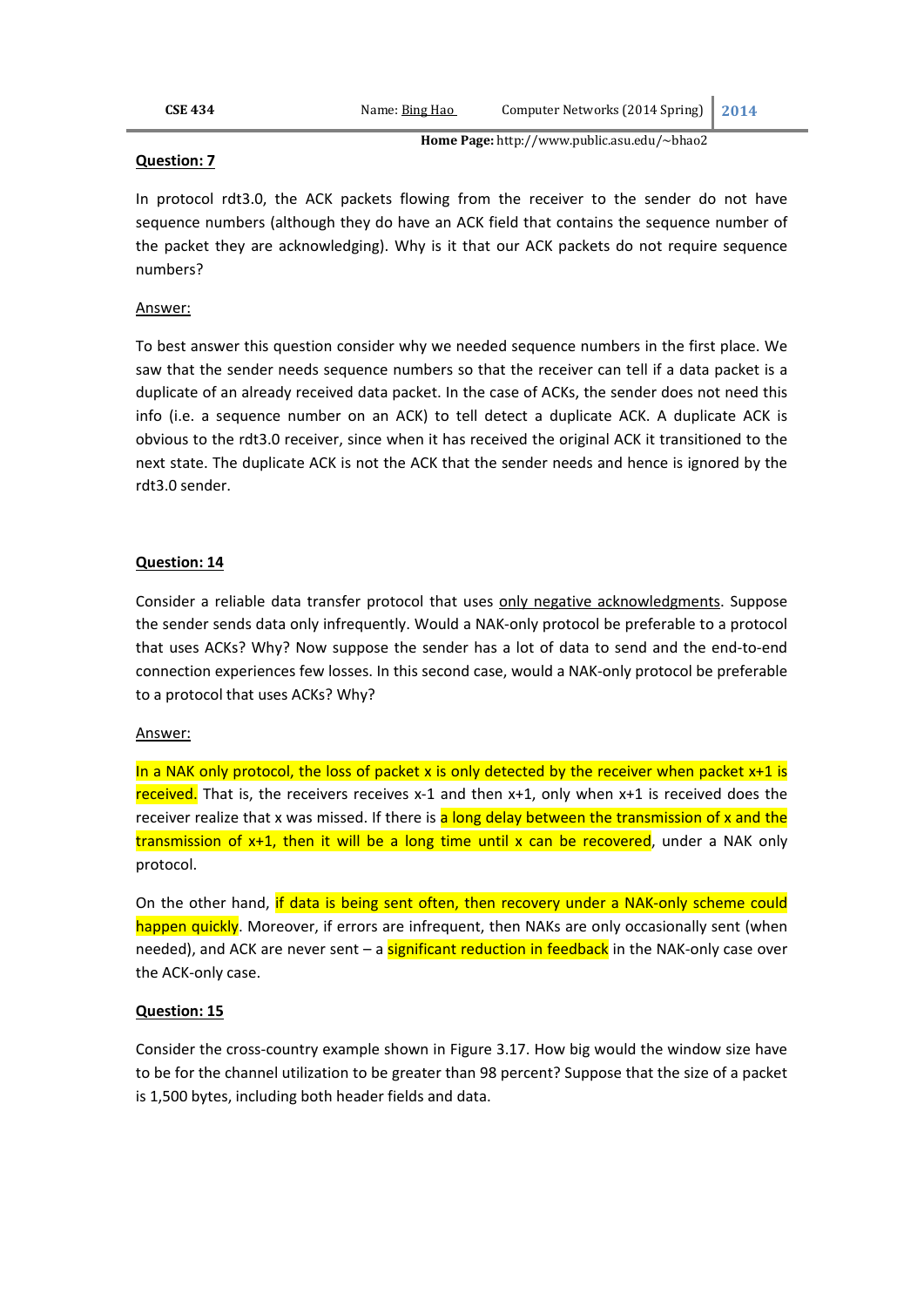**Question: 7**

In protocol rdt3.0, the ACK packets flowing from the receiver to the sender do not have sequence numbers (although they do have an ACK field that contains the sequence number of the packet they are acknowledging). Why is it that our ACK packets do not require sequence numbers?

Answer:

To best answer this question consider why we needed sequence numbers in the first place. We saw that the sender needs sequence numbers so that the receiver can tell if a data packet is a duplicate of an already received data packet. In the case of ACKs, the sender does not need this info (i.e. a sequence number on an ACK) to tell detect a duplicate ACK. A duplicate ACK is obvious to the rdt3.0 receiver, since when it has received the original ACK it transitioned to the next state. The duplicate ACK is not the ACK that the sender needs and hence is ignored by the rdt3.0 sender.

**Question: 14**

Consider a reliable data transfer protocol that uses only negative acknowledgments. Suppose the sender sends data only infrequently. Would a NAK-only protocol be preferable to a protocol that uses ACKs? Why? Now suppose the sender has a lot of data to send and the end-to-end connection experiences few losses. In this second case, would a NAK-only protocol be preferable to a protocol that uses ACKs? Why?

Answer:

In a NAK only protocol, the loss of packet x is only detected by the receiver when packet x+1 is received. That is, the receivers receives x-1 and then x+1, only when x+1 is received does the receiver realize that x was missed. If there is a long delay between the transmission of x and the transmission of x+1, then it will be a long time until x can be recovered, under a NAK only protocol.

On the other hand, if data is being sent often, then recovery under a NAK-only scheme could happen quickly. Moreover, if errors are infrequent, then NAKs are only occasionally sent (when needed), and ACK are never sent – a significant reduction in feedback in the NAK-only case over the ACK-only case.

**Question: 15**

Consider the cross-country example shown in Figure 3.17. How big would the window size have to be for the channel utilization to be greater than 98 percent? Suppose that the size of a packet is 1,500 bytes, including both header fields and data.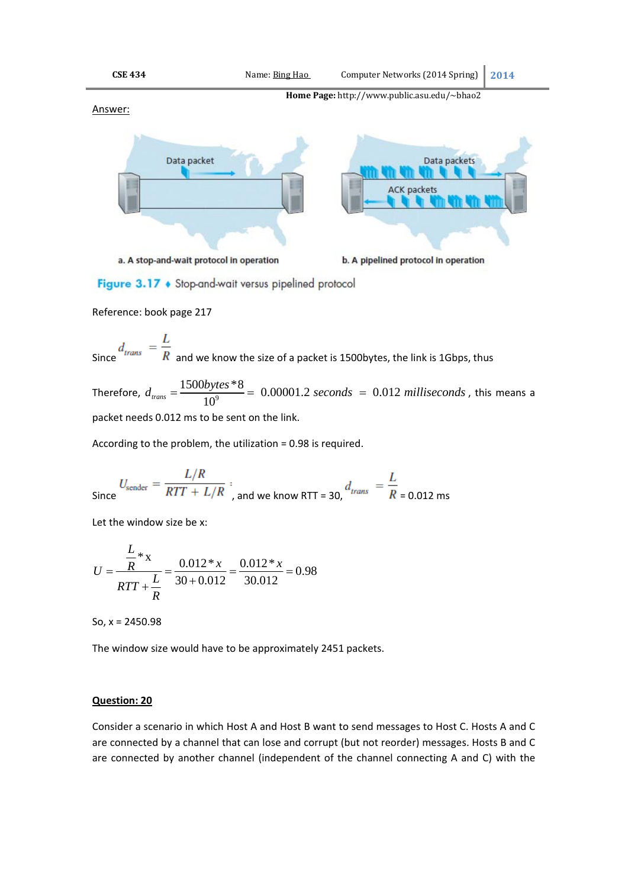Answer:

a. A stop-and-wait protocol in operation

b. A pipelined protocol in operation

Figure 3.17 ♦ Stop-and-wait versus pipelined protocol

Reference: book page 217

Since $d_{trans} = \frac{L}{R}$ and we know the size of a packet is 1500bytes, the link is 1Gbps, thus

Therefore, $d_{trans} = \frac{1500bytes * 8}{10^9} = 0.00001.2\ seconds = 0.012\ milliseconds$, this means a packet needs 0.012 ms to be sent on the link.

According to the problem, the utilization = 0.98 is required.

Since $U_{sender} = \frac{L/R}{RTT + L/R}$, and we know RTT = 30, $d_{trans} = \frac{L}{R}$ = 0.012 ms

Let the window size be x:

$$U = \frac{\frac{L}{R} * x}{RTT + \frac{L}{R}} = \frac{0.012 * x}{30 + 0.012} = \frac{0.012 * x}{30.012} = 0.98$$

So, x = 2450.98

The window size would have to be approximately 2451 packets.

**Question: 20**

Consider a scenario in which Host A and Host B want to send messages to Host C. Hosts A and C are connected by a channel that can lose and corrupt (but not reorder) messages. Hosts B and C are connected by another channel (independent of the channel connecting A and C) with the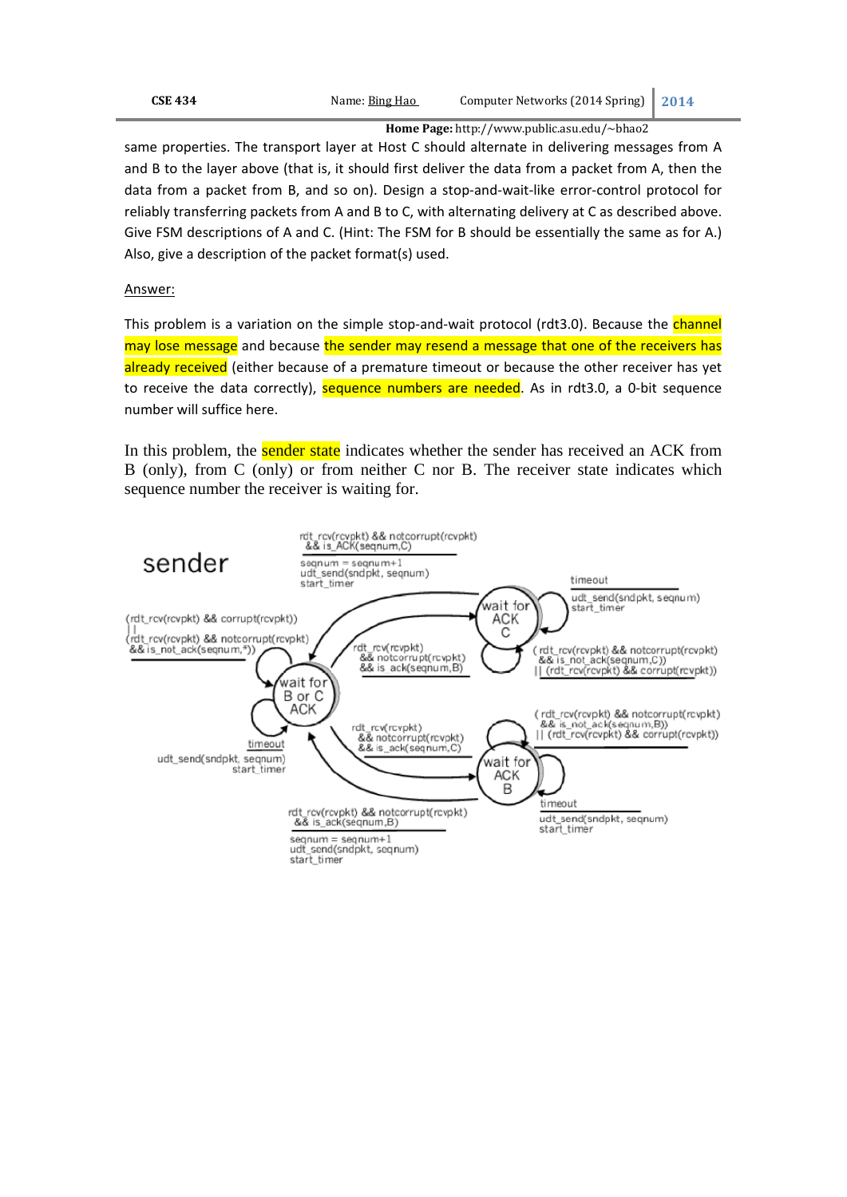same properties. The transport layer at Host C should alternate in delivering messages from A and B to the layer above (that is, it should first deliver the data from a packet from A, then the data from a packet from B, and so on). Design a stop-and-wait-like error-control protocol for reliably transferring packets from A and B to C, with alternating delivery at C as described above. Give FSM descriptions of A and C. (Hint: The FSM for B should be essentially the same as for A.) Also, give a description of the packet format(s) used.

Answer:

This problem is a variation on the simple stop-and-wait protocol (rdt3.0). Because the channel may lose message and because the sender may resend a message that one of the receivers has already received (either because of a premature timeout or because the other receiver has yet to receive the data correctly), sequence numbers are needed. As in rdt3.0, a 0-bit sequence number will suffice here.

In this problem, the sender state indicates whether the sender has received an ACK from B (only), from C (only) or from neither C nor B. The receiver state indicates which sequence number the receiver is waiting for.

sender

States: "wait for B or C ACK", "wait for ACK C", "wait for ACK B"

- wait for ACK C → wait for B or C ACK:
  rdt_rcv(rcvpkt) && notcorrupt(rcvpkt) && is_ACK(seqnum,C)
  ___
  seqnum = seqnum+1
  udt_send(sndpkt, seqnum)
  start_timer

- wait for ACK C (self-loop):
  timeout
  ___
  udt_send(sndpkt, seqnum)
  start_timer

- wait for ACK C (self-loop):
  (rdt_rcv(rcvpkt) && notcorrupt(rcvpkt) && is_not_ack(seqnum,C))
  || (rdt_rcv(rcvpkt) && corrupt(rcvpkt))

- wait for B or C ACK (self-loop):
  (rdt_rcv(rcvpkt) && corrupt(rcvpkt))
  ||
  (rdt_rcv(rcvpkt) && notcorrupt(rcvpkt) && is_not_ack(seqnum,*))

- wait for B or C ACK (self-loop):
  timeout
  ___
  udt_send(sndpkt, seqnum)
  start_timer

- wait for B or C ACK → wait for ACK C:
  rdt_rcv(rcvpkt) && notcorrupt(rcvpkt) && is_ack(seqnum,B)

- wait for B or C ACK → wait for ACK B:
  rdt_rcv(rcvpkt) && notcorrupt(rcvpkt) && is_ack(seqnum,C)

- wait for ACK B (self-loop):
  (rdt_rcv(rcvpkt) && notcorrupt(rcvpkt) && is_not_ack(seqnum,B))
  || (rdt_rcv(rcvpkt) && corrupt(rcvpkt))

- wait for ACK B (self-loop):
  timeout
  ___
  udt_send(sndpkt, seqnum)
  start_timer

- wait for ACK B → wait for B or C ACK:
  rdt_rcv(rcvpkt) && notcorrupt(rcvpkt) && is_ack(seqnum,B)
  ___
  seqnum = seqnum+1
  udt_send(sndpkt, seqnum)
  start_timer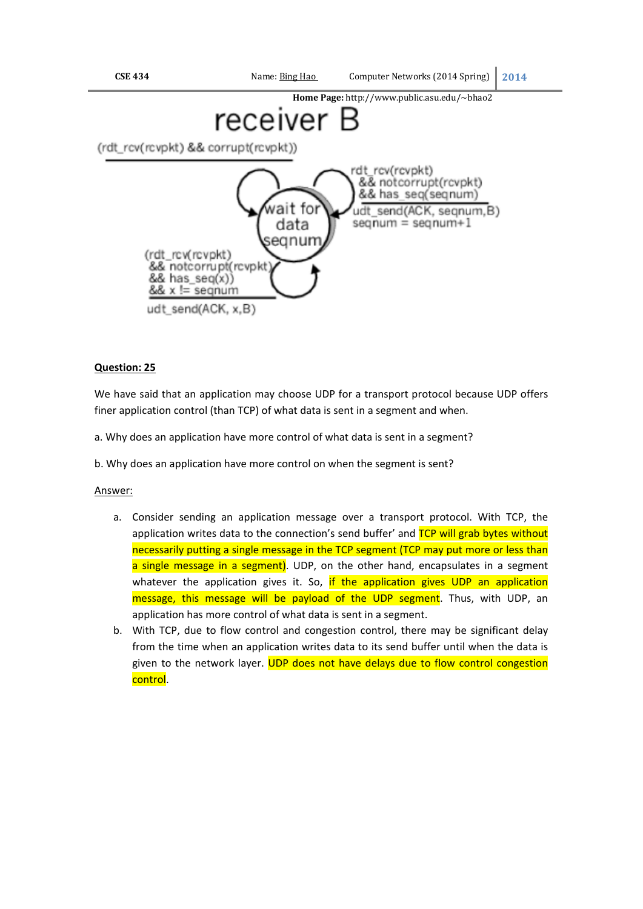receiver B

(rdt_rcv(rcvpkt) && corrupt(rcvpkt))

rdt_rcv(rcvpkt)
&& notcorrupt(rcvpkt)
&& has_seq(seqnum)

udt_send(ACK, seqnum,B)
seqnum = seqnum+1

wait for
data
seqnum

(rdt_rcv(rcvpkt)
&& notcorrupt(rcvpkt)
&& has_seq(x))
&& x != seqnum

udt_send(ACK, x,B)

**Question: 25**

We have said that an application may choose UDP for a transport protocol because UDP offers finer application control (than TCP) of what data is sent in a segment and when.

a. Why does an application have more control of what data is sent in a segment?

b. Why does an application have more control on when the segment is sent?

Answer:

a. Consider sending an application message over a transport protocol. With TCP, the application writes data to the connection's send buffer' and TCP will grab bytes without necessarily putting a single message in the TCP segment (TCP may put more or less than a single message in a segment). UDP, on the other hand, encapsulates in a segment whatever the application gives it. So, if the application gives UDP an application message, this message will be payload of the UDP segment. Thus, with UDP, an application has more control of what data is sent in a segment.

b. With TCP, due to flow control and congestion control, there may be significant delay from the time when an application writes data to its send buffer until when the data is given to the network layer. UDP does not have delays due to flow control congestion control.